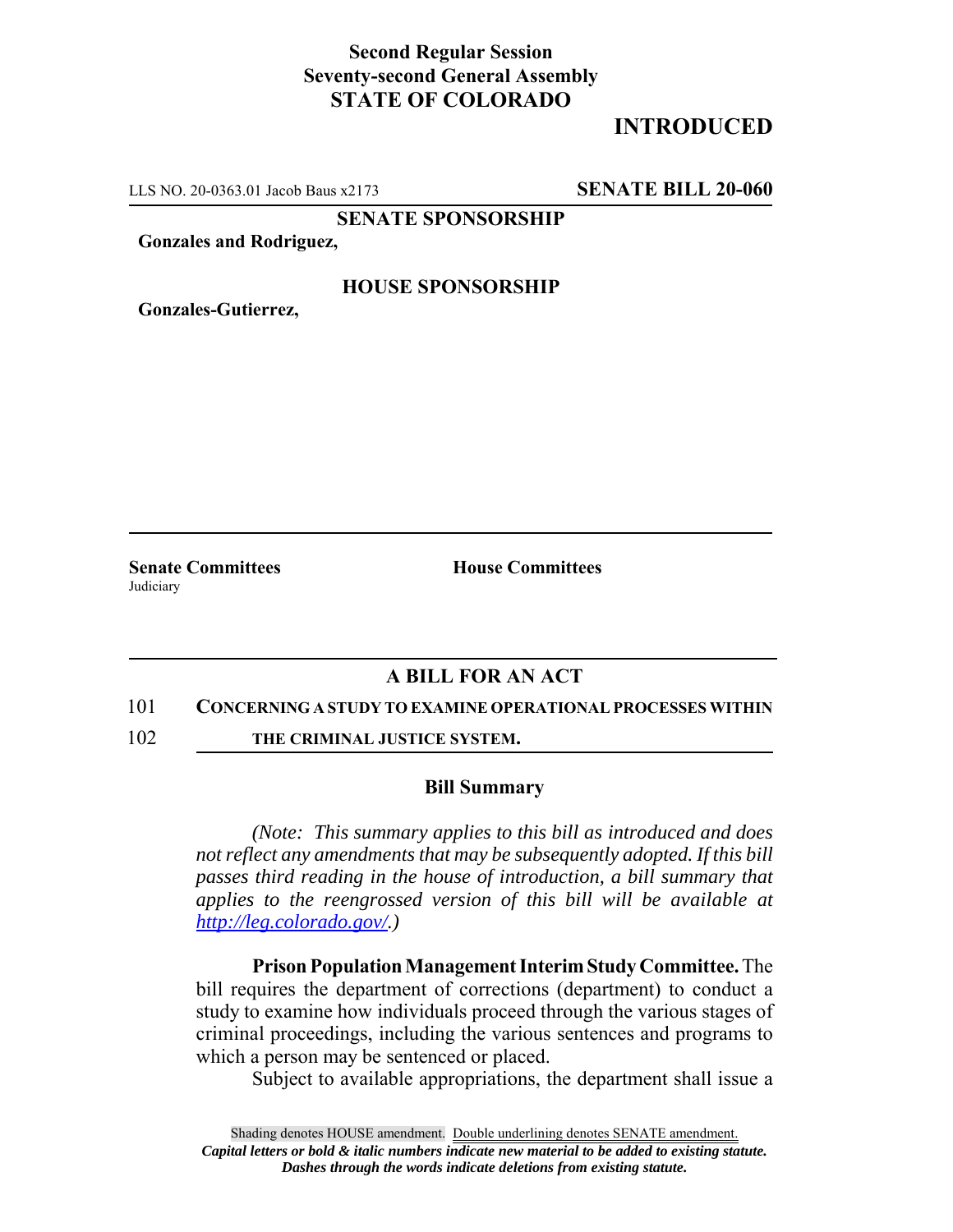**Second Regular Session**
**Seventy-second General Assembly**
**STATE OF COLORADO**

# INTRODUCED

LLS NO. 20-0363.01 Jacob Baus x2173 **SENATE BILL 20-060**

**SENATE SPONSORSHIP**

**Gonzales and Rodriguez,**

**HOUSE SPONSORSHIP**

**Gonzales-Gutierrez,**

**Senate Committees**
Judiciary

**House Committees**

## A BILL FOR AN ACT

101 **CONCERNING A STUDY TO EXAMINE OPERATIONAL PROCESSES WITHIN**
102 **THE CRIMINAL JUSTICE SYSTEM.**

### Bill Summary

*(Note: This summary applies to this bill as introduced and does not reflect any amendments that may be subsequently adopted. If this bill passes third reading in the house of introduction, a bill summary that applies to the reengrossed version of this bill will be available at http://leg.colorado.gov/.)*

**Prison Population Management Interim Study Committee.** The bill requires the department of corrections (department) to conduct a study to examine how individuals proceed through the various stages of criminal proceedings, including the various sentences and programs to which a person may be sentenced or placed.

Subject to available appropriations, the department shall issue a

Shading denotes HOUSE amendment. Double underlining denotes SENATE amendment.
*Capital letters or bold & italic numbers indicate new material to be added to existing statute.*
*Dashes through the words indicate deletions from existing statute.*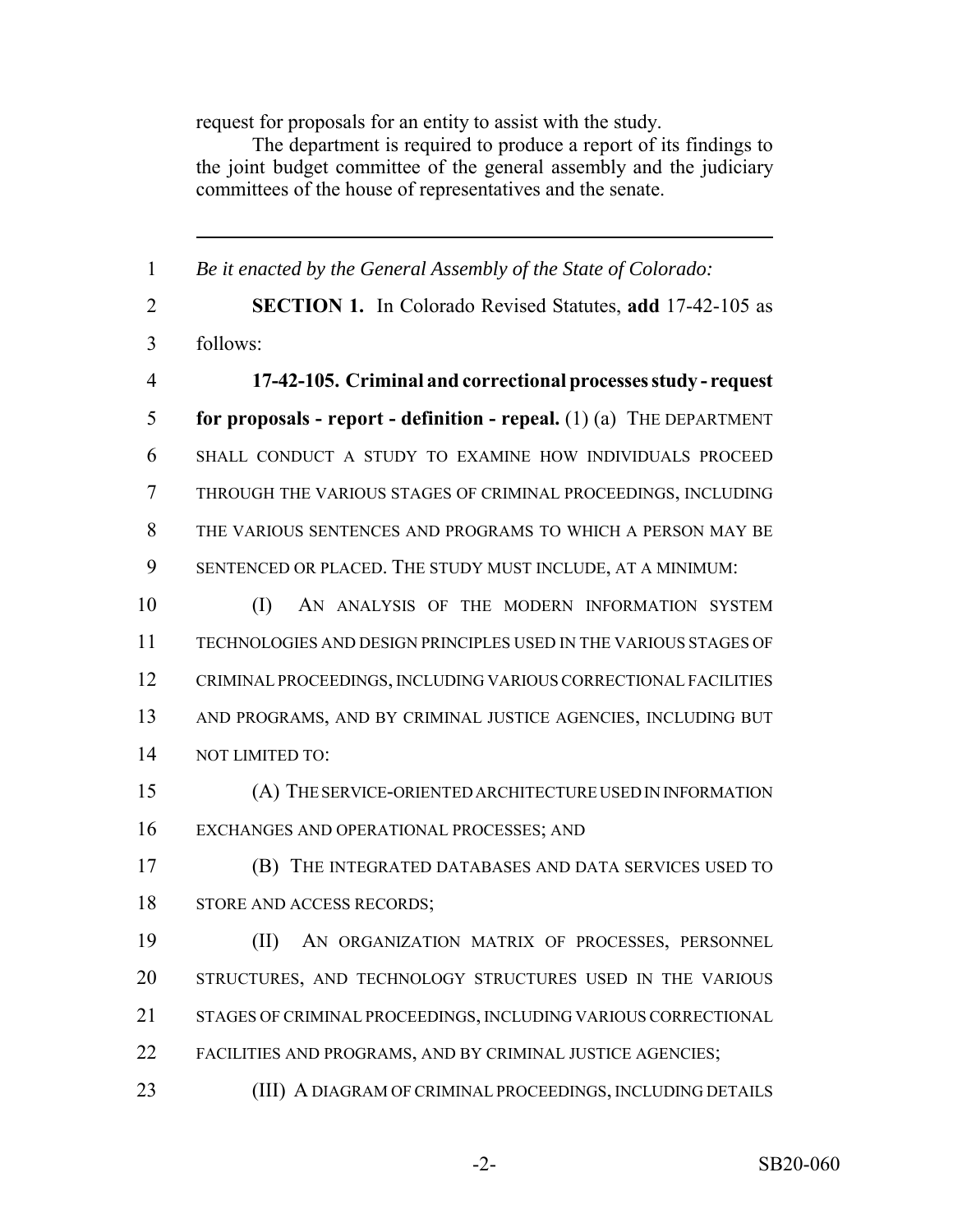request for proposals for an entity to assist with the study.

The department is required to produce a report of its findings to the joint budget committee of the general assembly and the judiciary committees of the house of representatives and the senate.

---

1 *Be it enacted by the General Assembly of the State of Colorado:*

2 **SECTION 1.** In Colorado Revised Statutes, **add** 17-42-105 as
3 follows:

4 **17-42-105. Criminal and correctional processes study - request**
5 **for proposals - report - definition - repeal.** (1) (a) THE DEPARTMENT
6 SHALL CONDUCT A STUDY TO EXAMINE HOW INDIVIDUALS PROCEED
7 THROUGH THE VARIOUS STAGES OF CRIMINAL PROCEEDINGS, INCLUDING
8 THE VARIOUS SENTENCES AND PROGRAMS TO WHICH A PERSON MAY BE
9 SENTENCED OR PLACED. THE STUDY MUST INCLUDE, AT A MINIMUM:

10 (I) AN ANALYSIS OF THE MODERN INFORMATION SYSTEM
11 TECHNOLOGIES AND DESIGN PRINCIPLES USED IN THE VARIOUS STAGES OF
12 CRIMINAL PROCEEDINGS, INCLUDING VARIOUS CORRECTIONAL FACILITIES
13 AND PROGRAMS, AND BY CRIMINAL JUSTICE AGENCIES, INCLUDING BUT
14 NOT LIMITED TO:

15 (A) THE SERVICE-ORIENTED ARCHITECTURE USED IN INFORMATION
16 EXCHANGES AND OPERATIONAL PROCESSES; AND

17 (B) THE INTEGRATED DATABASES AND DATA SERVICES USED TO
18 STORE AND ACCESS RECORDS;

19 (II) AN ORGANIZATION MATRIX OF PROCESSES, PERSONNEL
20 STRUCTURES, AND TECHNOLOGY STRUCTURES USED IN THE VARIOUS
21 STAGES OF CRIMINAL PROCEEDINGS, INCLUDING VARIOUS CORRECTIONAL
22 FACILITIES AND PROGRAMS, AND BY CRIMINAL JUSTICE AGENCIES;

23 (III) A DIAGRAM OF CRIMINAL PROCEEDINGS, INCLUDING DETAILS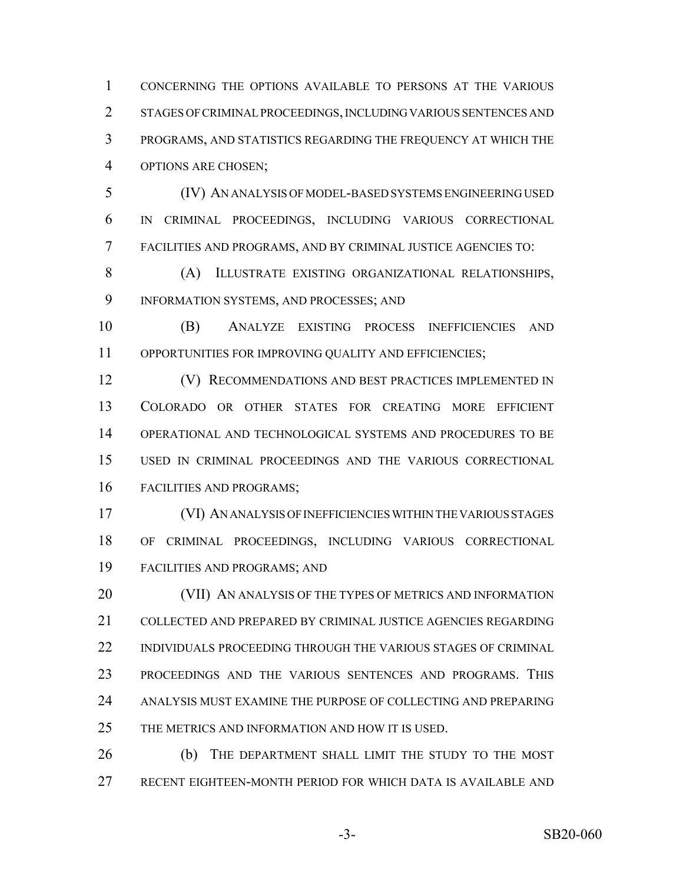CONCERNING THE OPTIONS AVAILABLE TO PERSONS AT THE VARIOUS STAGES OF CRIMINAL PROCEEDINGS, INCLUDING VARIOUS SENTENCES AND PROGRAMS, AND STATISTICS REGARDING THE FREQUENCY AT WHICH THE OPTIONS ARE CHOSEN;

(IV) AN ANALYSIS OF MODEL-BASED SYSTEMS ENGINEERING USED IN CRIMINAL PROCEEDINGS, INCLUDING VARIOUS CORRECTIONAL FACILITIES AND PROGRAMS, AND BY CRIMINAL JUSTICE AGENCIES TO:

(A) ILLUSTRATE EXISTING ORGANIZATIONAL RELATIONSHIPS, INFORMATION SYSTEMS, AND PROCESSES; AND

(B) ANALYZE EXISTING PROCESS INEFFICIENCIES AND OPPORTUNITIES FOR IMPROVING QUALITY AND EFFICIENCIES;

(V) RECOMMENDATIONS AND BEST PRACTICES IMPLEMENTED IN COLORADO OR OTHER STATES FOR CREATING MORE EFFICIENT OPERATIONAL AND TECHNOLOGICAL SYSTEMS AND PROCEDURES TO BE USED IN CRIMINAL PROCEEDINGS AND THE VARIOUS CORRECTIONAL FACILITIES AND PROGRAMS;

(VI) AN ANALYSIS OF INEFFICIENCIES WITHIN THE VARIOUS STAGES OF CRIMINAL PROCEEDINGS, INCLUDING VARIOUS CORRECTIONAL FACILITIES AND PROGRAMS; AND

(VII) AN ANALYSIS OF THE TYPES OF METRICS AND INFORMATION COLLECTED AND PREPARED BY CRIMINAL JUSTICE AGENCIES REGARDING INDIVIDUALS PROCEEDING THROUGH THE VARIOUS STAGES OF CRIMINAL PROCEEDINGS AND THE VARIOUS SENTENCES AND PROGRAMS. THIS ANALYSIS MUST EXAMINE THE PURPOSE OF COLLECTING AND PREPARING THE METRICS AND INFORMATION AND HOW IT IS USED.

(b) THE DEPARTMENT SHALL LIMIT THE STUDY TO THE MOST RECENT EIGHTEEN-MONTH PERIOD FOR WHICH DATA IS AVAILABLE AND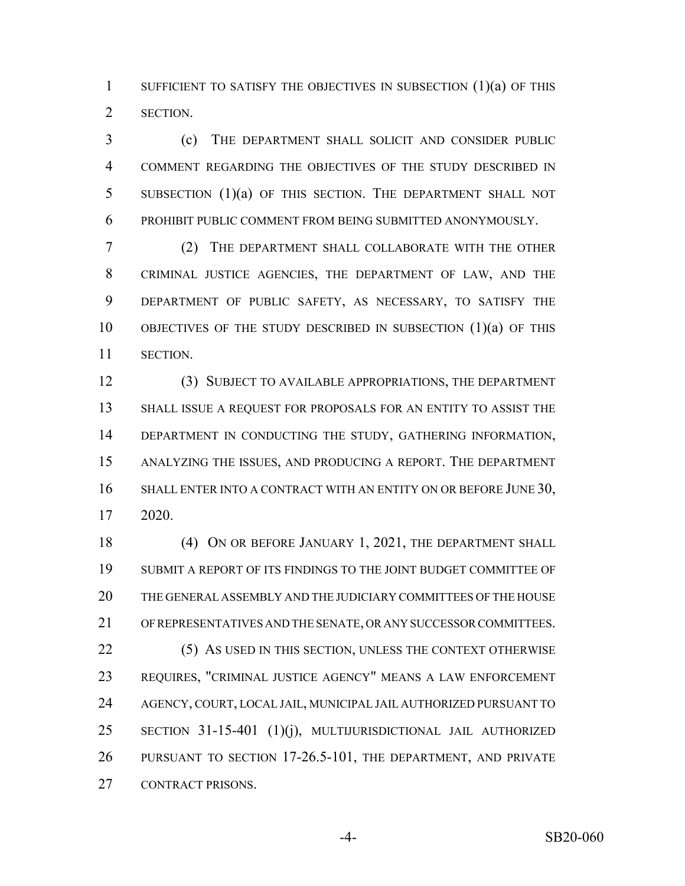SUFFICIENT TO SATISFY THE OBJECTIVES IN SUBSECTION (1)(a) OF THIS SECTION.

(c) THE DEPARTMENT SHALL SOLICIT AND CONSIDER PUBLIC COMMENT REGARDING THE OBJECTIVES OF THE STUDY DESCRIBED IN SUBSECTION (1)(a) OF THIS SECTION. THE DEPARTMENT SHALL NOT PROHIBIT PUBLIC COMMENT FROM BEING SUBMITTED ANONYMOUSLY.

(2) THE DEPARTMENT SHALL COLLABORATE WITH THE OTHER CRIMINAL JUSTICE AGENCIES, THE DEPARTMENT OF LAW, AND THE DEPARTMENT OF PUBLIC SAFETY, AS NECESSARY, TO SATISFY THE OBJECTIVES OF THE STUDY DESCRIBED IN SUBSECTION (1)(a) OF THIS SECTION.

(3) SUBJECT TO AVAILABLE APPROPRIATIONS, THE DEPARTMENT SHALL ISSUE A REQUEST FOR PROPOSALS FOR AN ENTITY TO ASSIST THE DEPARTMENT IN CONDUCTING THE STUDY, GATHERING INFORMATION, ANALYZING THE ISSUES, AND PRODUCING A REPORT. THE DEPARTMENT SHALL ENTER INTO A CONTRACT WITH AN ENTITY ON OR BEFORE JUNE 30, 2020.

(4) ON OR BEFORE JANUARY 1, 2021, THE DEPARTMENT SHALL SUBMIT A REPORT OF ITS FINDINGS TO THE JOINT BUDGET COMMITTEE OF THE GENERAL ASSEMBLY AND THE JUDICIARY COMMITTEES OF THE HOUSE OF REPRESENTATIVES AND THE SENATE, OR ANY SUCCESSOR COMMITTEES.

(5) AS USED IN THIS SECTION, UNLESS THE CONTEXT OTHERWISE REQUIRES, "CRIMINAL JUSTICE AGENCY" MEANS A LAW ENFORCEMENT AGENCY, COURT, LOCAL JAIL, MUNICIPAL JAIL AUTHORIZED PURSUANT TO SECTION 31-15-401 (1)(j), MULTIJURISDICTIONAL JAIL AUTHORIZED PURSUANT TO SECTION 17-26.5-101, THE DEPARTMENT, AND PRIVATE CONTRACT PRISONS.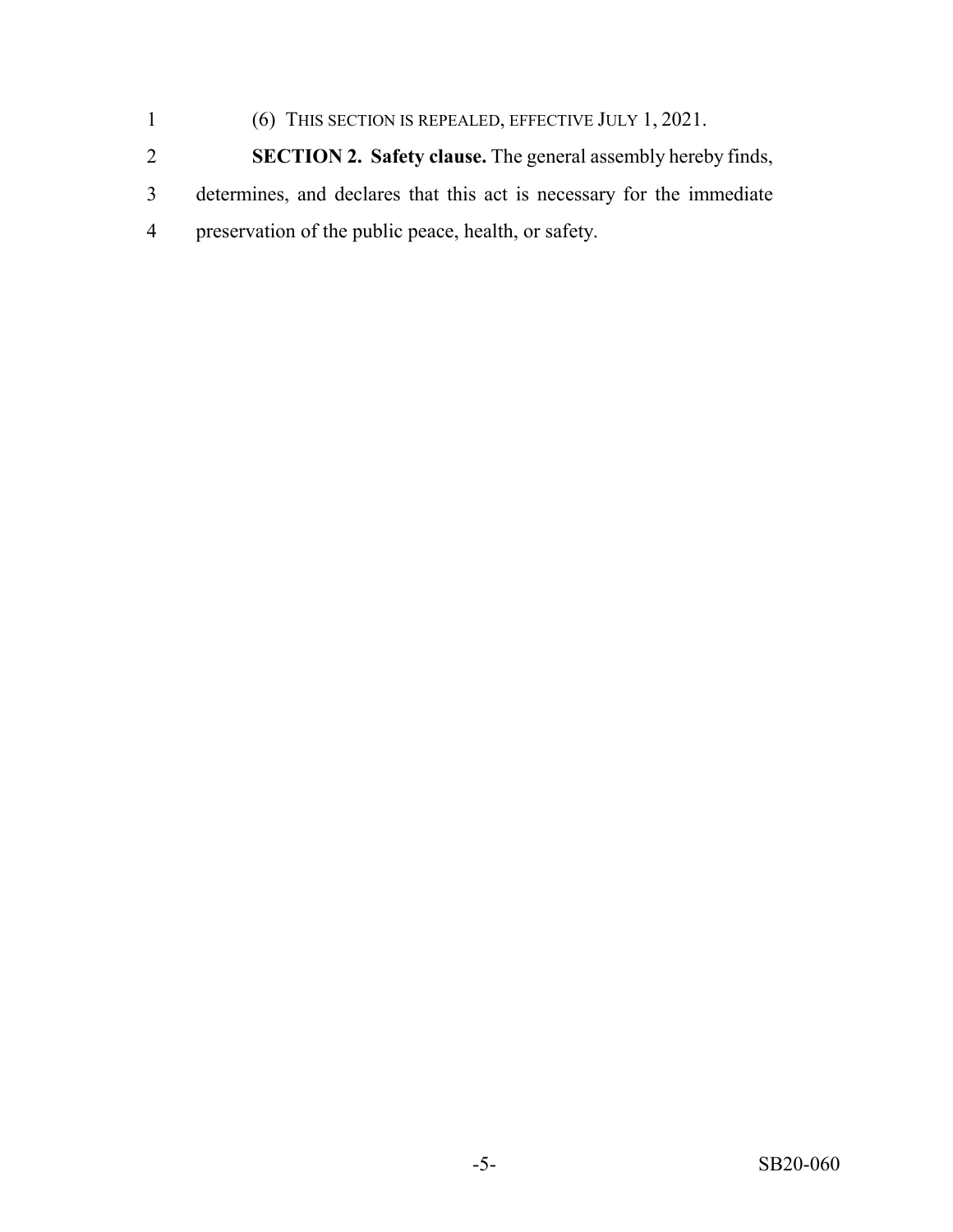(6) THIS SECTION IS REPEALED, EFFECTIVE JULY 1, 2021.

**SECTION 2. Safety clause.** The general assembly hereby finds, determines, and declares that this act is necessary for the immediate preservation of the public peace, health, or safety.